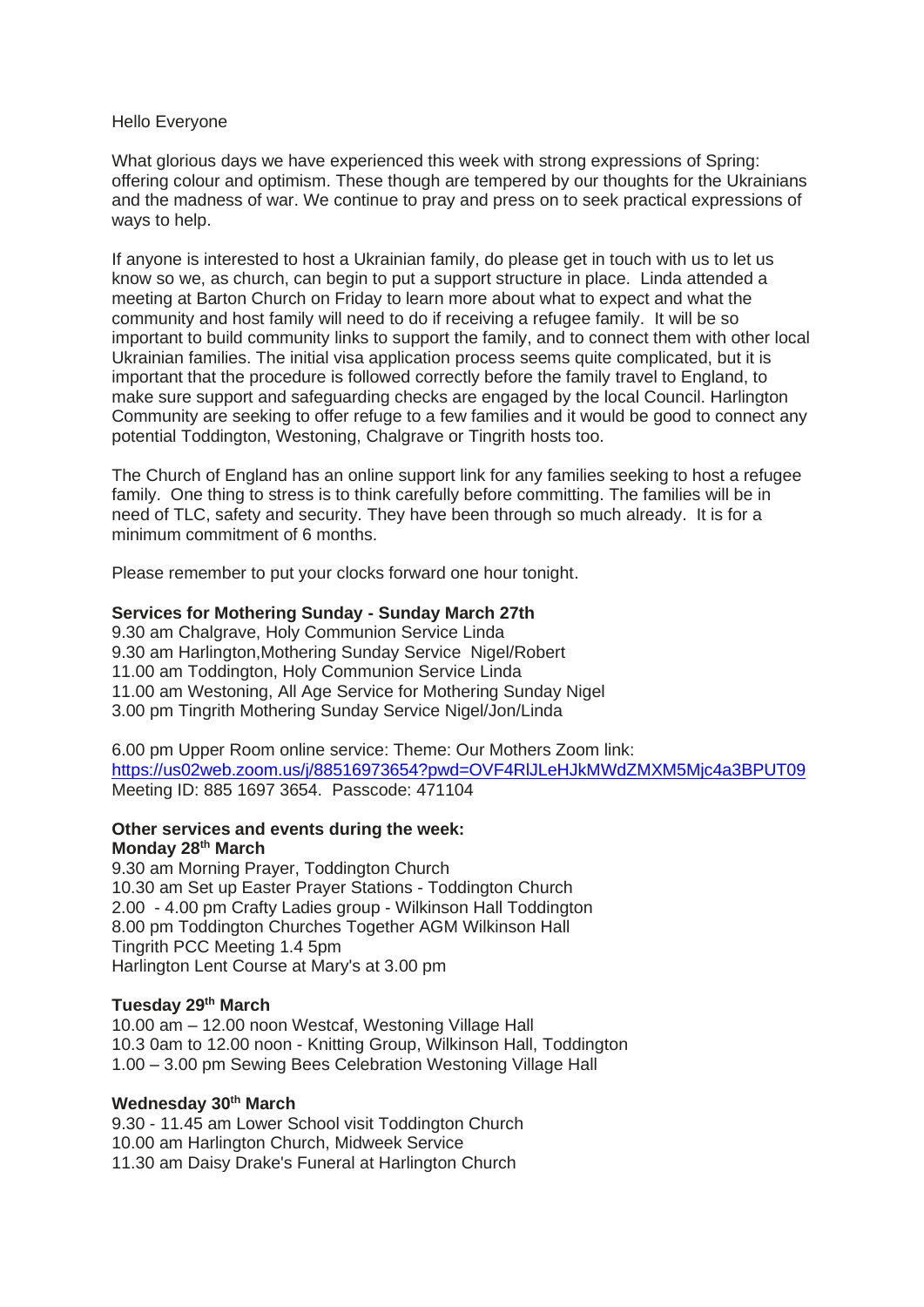Hello Everyone

What glorious days we have experienced this week with strong expressions of Spring: offering colour and optimism. These though are tempered by our thoughts for the Ukrainians and the madness of war. We continue to pray and press on to seek practical expressions of ways to help.

If anyone is interested to host a Ukrainian family, do please get in touch with us to let us know so we, as church, can begin to put a support structure in place. Linda attended a meeting at Barton Church on Friday to learn more about what to expect and what the community and host family will need to do if receiving a refugee family. It will be so important to build community links to support the family, and to connect them with other local Ukrainian families. The initial visa application process seems quite complicated, but it is important that the procedure is followed correctly before the family travel to England, to make sure support and safeguarding checks are engaged by the local Council. Harlington Community are seeking to offer refuge to a few families and it would be good to connect any potential Toddington, Westoning, Chalgrave or Tingrith hosts too.

The Church of England has an online support link for any families seeking to host a refugee family. One thing to stress is to think carefully before committing. The families will be in need of TLC, safety and security. They have been through so much already. It is for a minimum commitment of 6 months.

Please remember to put your clocks forward one hour tonight.

**Services for Mothering Sunday - Sunday March 27th**

9.30 am Chalgrave, Holy Communion Service Linda
9.30 am Harlington,Mothering Sunday Service Nigel/Robert
11.00 am Toddington, Holy Communion Service Linda
11.00 am Westoning, All Age Service for Mothering Sunday Nigel
3.00 pm Tingrith Mothering Sunday Service Nigel/Jon/Linda

6.00 pm Upper Room online service: Theme: Our Mothers Zoom link:
https://us02web.zoom.us/j/88516973654?pwd=OVF4RlJLeHJkMWdZMXM5Mjc4a3BPUT09
Meeting ID: 885 1697 3654. Passcode: 471104

**Other services and events during the week:**
**Monday 28th March**

9.30 am Morning Prayer, Toddington Church
10.30 am Set up Easter Prayer Stations - Toddington Church
2.00 - 4.00 pm Crafty Ladies group - Wilkinson Hall Toddington
8.00 pm Toddington Churches Together AGM Wilkinson Hall
Tingrith PCC Meeting 1.4 5pm
Harlington Lent Course at Mary's at 3.00 pm

**Tuesday 29th March**

10.00 am – 12.00 noon Westcaf, Westoning Village Hall
10.3 0am to 12.00 noon - Knitting Group, Wilkinson Hall, Toddington
1.00 – 3.00 pm Sewing Bees Celebration Westoning Village Hall

**Wednesday 30th March**

9.30 - 11.45 am Lower School visit Toddington Church
10.00 am Harlington Church, Midweek Service
11.30 am Daisy Drake's Funeral at Harlington Church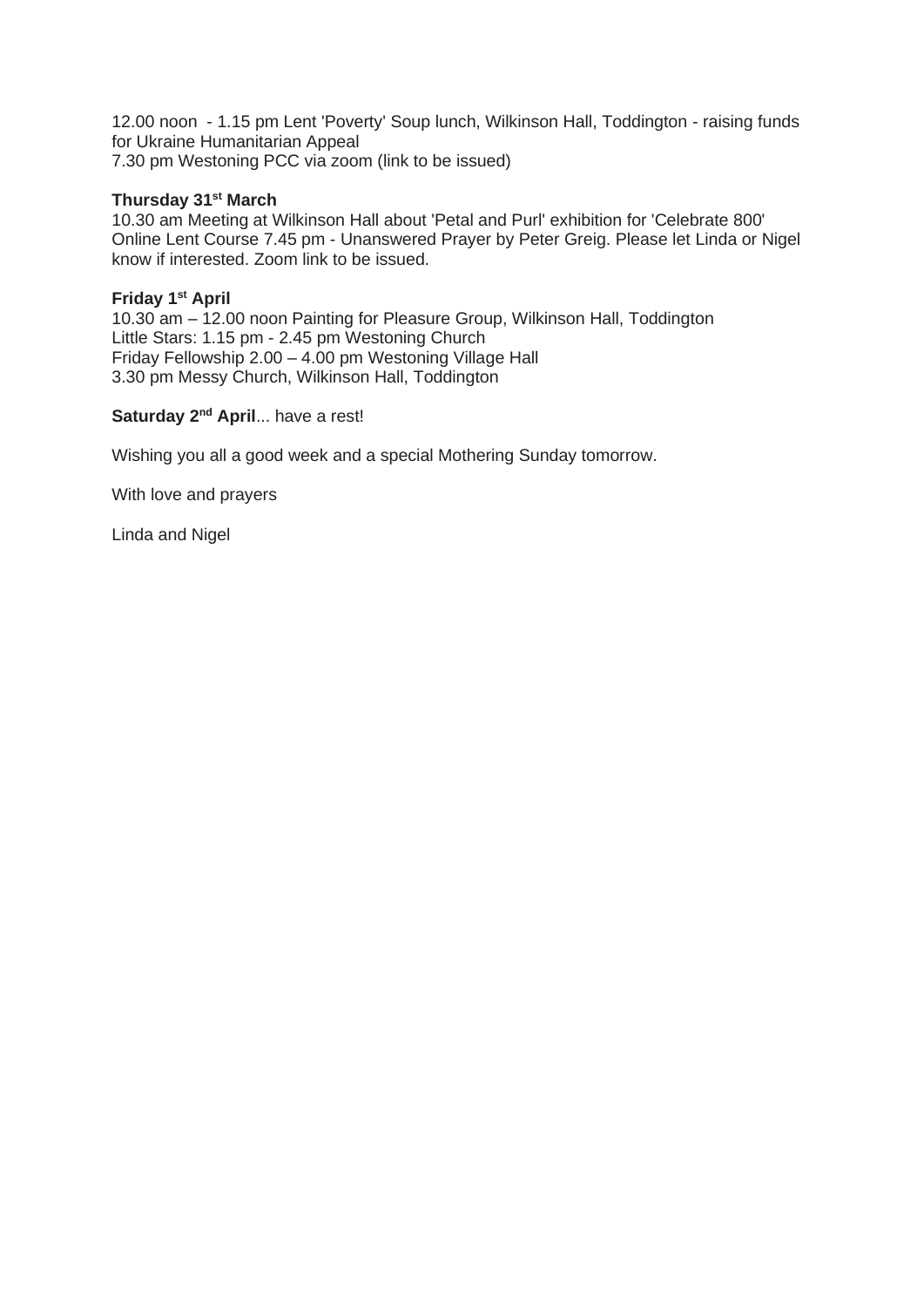12.00 noon - 1.15 pm Lent 'Poverty' Soup lunch, Wilkinson Hall, Toddington - raising funds for Ukraine Humanitarian Appeal
7.30 pm Westoning PCC via zoom (link to be issued)

**Thursday 31st March**
10.30 am Meeting at Wilkinson Hall about 'Petal and Purl' exhibition for 'Celebrate 800'
Online Lent Course 7.45 pm - Unanswered Prayer by Peter Greig. Please let Linda or Nigel know if interested. Zoom link to be issued.

**Friday 1st April**
10.30 am – 12.00 noon Painting for Pleasure Group, Wilkinson Hall, Toddington
Little Stars: 1.15 pm - 2.45 pm Westoning Church
Friday Fellowship 2.00 – 4.00 pm Westoning Village Hall
3.30 pm Messy Church, Wilkinson Hall, Toddington

**Saturday 2nd April**... have a rest!

Wishing you all a good week and a special Mothering Sunday tomorrow.

With love and prayers

Linda and Nigel